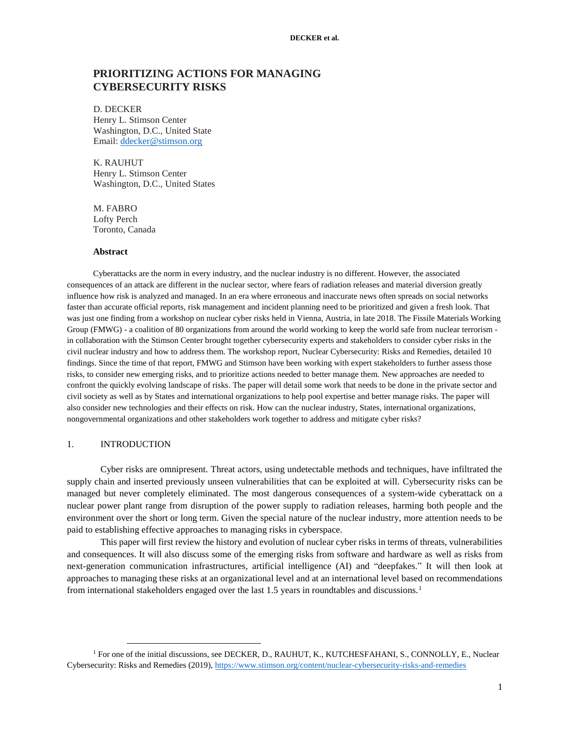# PRIORITIZING ACTIONS FOR MANAGING CYBERSECURITY RISKS

D. DECKER
Henry L. Stimson Center
Washington, D.C., United State
Email: ddecker@stimson.org

K. RAUHUT
Henry L. Stimson Center
Washington, D.C., United States

M. FABRO
Lofty Perch
Toronto, Canada

**Abstract**

Cyberattacks are the norm in every industry, and the nuclear industry is no different. However, the associated consequences of an attack are different in the nuclear sector, where fears of radiation releases and material diversion greatly influence how risk is analyzed and managed. In an era where erroneous and inaccurate news often spreads on social networks faster than accurate official reports, risk management and incident planning need to be prioritized and given a fresh look. That was just one finding from a workshop on nuclear cyber risks held in Vienna, Austria, in late 2018. The Fissile Materials Working Group (FMWG) - a coalition of 80 organizations from around the world working to keep the world safe from nuclear terrorism - in collaboration with the Stimson Center brought together cybersecurity experts and stakeholders to consider cyber risks in the civil nuclear industry and how to address them. The workshop report, Nuclear Cybersecurity: Risks and Remedies, detailed 10 findings. Since the time of that report, FMWG and Stimson have been working with expert stakeholders to further assess those risks, to consider new emerging risks, and to prioritize actions needed to better manage them. New approaches are needed to confront the quickly evolving landscape of risks. The paper will detail some work that needs to be done in the private sector and civil society as well as by States and international organizations to help pool expertise and better manage risks. The paper will also consider new technologies and their effects on risk. How can the nuclear industry, States, international organizations, nongovernmental organizations and other stakeholders work together to address and mitigate cyber risks?

## 1. INTRODUCTION

Cyber risks are omnipresent. Threat actors, using undetectable methods and techniques, have infiltrated the supply chain and inserted previously unseen vulnerabilities that can be exploited at will. Cybersecurity risks can be managed but never completely eliminated. The most dangerous consequences of a system-wide cyberattack on a nuclear power plant range from disruption of the power supply to radiation releases, harming both people and the environment over the short or long term. Given the special nature of the nuclear industry, more attention needs to be paid to establishing effective approaches to managing risks in cyberspace.

This paper will first review the history and evolution of nuclear cyber risks in terms of threats, vulnerabilities and consequences. It will also discuss some of the emerging risks from software and hardware as well as risks from next-generation communication infrastructures, artificial intelligence (AI) and "deepfakes." It will then look at approaches to managing these risks at an organizational level and at an international level based on recommendations from international stakeholders engaged over the last 1.5 years in roundtables and discussions.[1]

[1] For one of the initial discussions, see DECKER, D., RAUHUT, K., KUTCHESFAHANI, S., CONNOLLY, E., Nuclear Cybersecurity: Risks and Remedies (2019), https://www.stimson.org/content/nuclear-cybersecurity-risks-and-remedies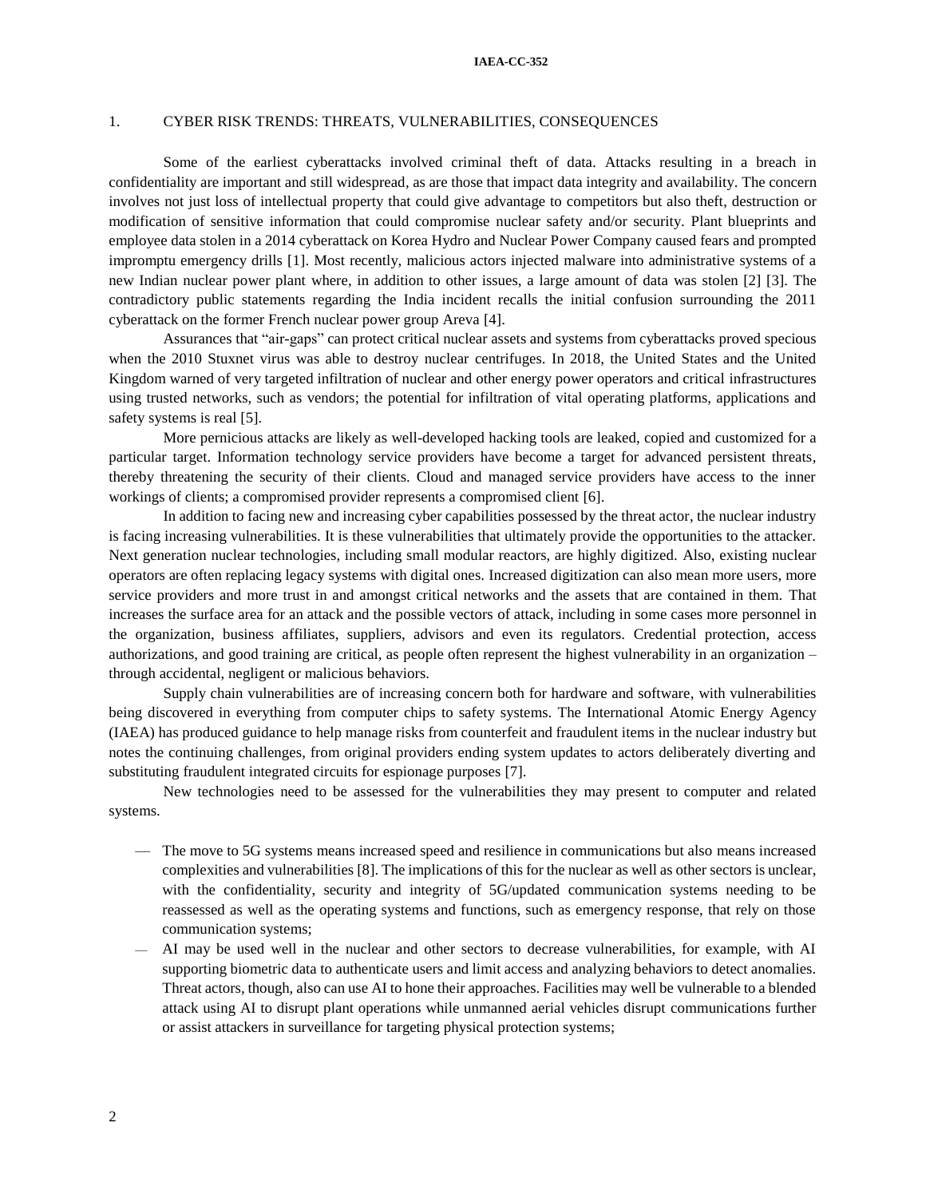## 1. CYBER RISK TRENDS: THREATS, VULNERABILITIES, CONSEQUENCES

Some of the earliest cyberattacks involved criminal theft of data. Attacks resulting in a breach in confidentiality are important and still widespread, as are those that impact data integrity and availability. The concern involves not just loss of intellectual property that could give advantage to competitors but also theft, destruction or modification of sensitive information that could compromise nuclear safety and/or security. Plant blueprints and employee data stolen in a 2014 cyberattack on Korea Hydro and Nuclear Power Company caused fears and prompted impromptu emergency drills [1]. Most recently, malicious actors injected malware into administrative systems of a new Indian nuclear power plant where, in addition to other issues, a large amount of data was stolen [2] [3]. The contradictory public statements regarding the India incident recalls the initial confusion surrounding the 2011 cyberattack on the former French nuclear power group Areva [4].

Assurances that "air-gaps" can protect critical nuclear assets and systems from cyberattacks proved specious when the 2010 Stuxnet virus was able to destroy nuclear centrifuges. In 2018, the United States and the United Kingdom warned of very targeted infiltration of nuclear and other energy power operators and critical infrastructures using trusted networks, such as vendors; the potential for infiltration of vital operating platforms, applications and safety systems is real [5].

More pernicious attacks are likely as well-developed hacking tools are leaked, copied and customized for a particular target. Information technology service providers have become a target for advanced persistent threats, thereby threatening the security of their clients. Cloud and managed service providers have access to the inner workings of clients; a compromised provider represents a compromised client [6].

In addition to facing new and increasing cyber capabilities possessed by the threat actor, the nuclear industry is facing increasing vulnerabilities. It is these vulnerabilities that ultimately provide the opportunities to the attacker. Next generation nuclear technologies, including small modular reactors, are highly digitized. Also, existing nuclear operators are often replacing legacy systems with digital ones. Increased digitization can also mean more users, more service providers and more trust in and amongst critical networks and the assets that are contained in them. That increases the surface area for an attack and the possible vectors of attack, including in some cases more personnel in the organization, business affiliates, suppliers, advisors and even its regulators. Credential protection, access authorizations, and good training are critical, as people often represent the highest vulnerability in an organization – through accidental, negligent or malicious behaviors.

Supply chain vulnerabilities are of increasing concern both for hardware and software, with vulnerabilities being discovered in everything from computer chips to safety systems. The International Atomic Energy Agency (IAEA) has produced guidance to help manage risks from counterfeit and fraudulent items in the nuclear industry but notes the continuing challenges, from original providers ending system updates to actors deliberately diverting and substituting fraudulent integrated circuits for espionage purposes [7].

New technologies need to be assessed for the vulnerabilities they may present to computer and related systems.

- The move to 5G systems means increased speed and resilience in communications but also means increased complexities and vulnerabilities [8]. The implications of this for the nuclear as well as other sectors is unclear, with the confidentiality, security and integrity of 5G/updated communication systems needing to be reassessed as well as the operating systems and functions, such as emergency response, that rely on those communication systems;
- AI may be used well in the nuclear and other sectors to decrease vulnerabilities, for example, with AI supporting biometric data to authenticate users and limit access and analyzing behaviors to detect anomalies. Threat actors, though, also can use AI to hone their approaches. Facilities may well be vulnerable to a blended attack using AI to disrupt plant operations while unmanned aerial vehicles disrupt communications further or assist attackers in surveillance for targeting physical protection systems;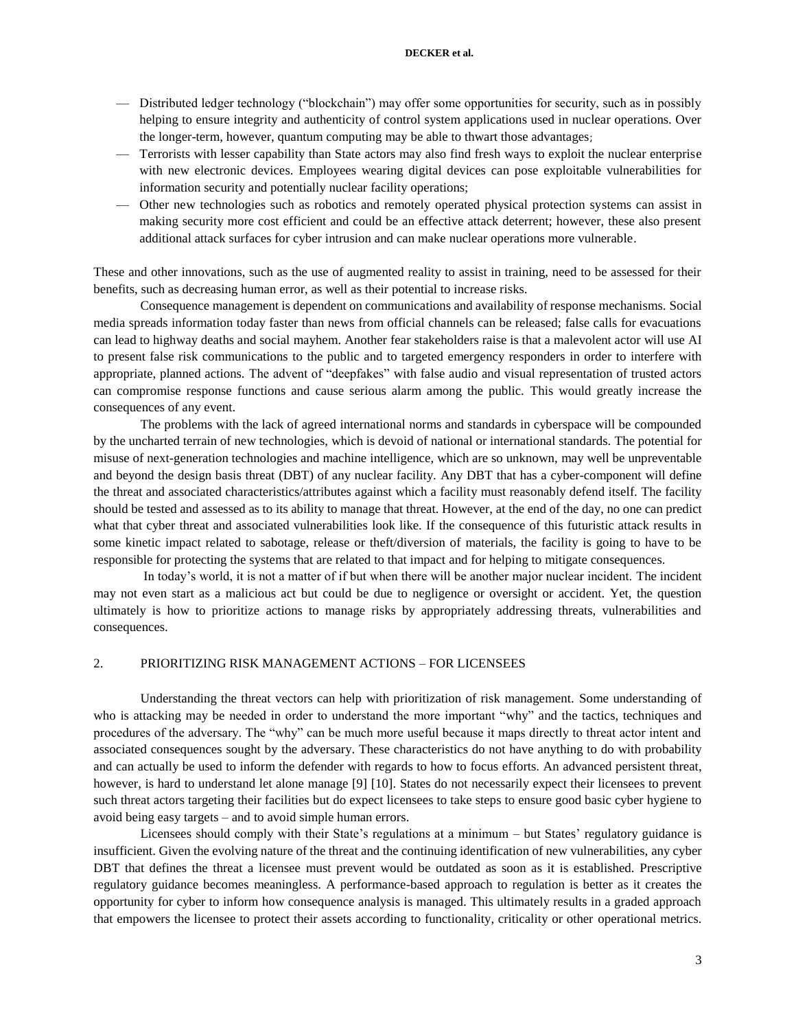- Distributed ledger technology ("blockchain") may offer some opportunities for security, such as in possibly helping to ensure integrity and authenticity of control system applications used in nuclear operations. Over the longer-term, however, quantum computing may be able to thwart those advantages;
- Terrorists with lesser capability than State actors may also find fresh ways to exploit the nuclear enterprise with new electronic devices. Employees wearing digital devices can pose exploitable vulnerabilities for information security and potentially nuclear facility operations;
- Other new technologies such as robotics and remotely operated physical protection systems can assist in making security more cost efficient and could be an effective attack deterrent; however, these also present additional attack surfaces for cyber intrusion and can make nuclear operations more vulnerable.

These and other innovations, such as the use of augmented reality to assist in training, need to be assessed for their benefits, such as decreasing human error, as well as their potential to increase risks.

Consequence management is dependent on communications and availability of response mechanisms. Social media spreads information today faster than news from official channels can be released; false calls for evacuations can lead to highway deaths and social mayhem. Another fear stakeholders raise is that a malevolent actor will use AI to present false risk communications to the public and to targeted emergency responders in order to interfere with appropriate, planned actions. The advent of "deepfakes" with false audio and visual representation of trusted actors can compromise response functions and cause serious alarm among the public. This would greatly increase the consequences of any event.

The problems with the lack of agreed international norms and standards in cyberspace will be compounded by the uncharted terrain of new technologies, which is devoid of national or international standards. The potential for misuse of next-generation technologies and machine intelligence, which are so unknown, may well be unpreventable and beyond the design basis threat (DBT) of any nuclear facility. Any DBT that has a cyber-component will define the threat and associated characteristics/attributes against which a facility must reasonably defend itself. The facility should be tested and assessed as to its ability to manage that threat. However, at the end of the day, no one can predict what that cyber threat and associated vulnerabilities look like. If the consequence of this futuristic attack results in some kinetic impact related to sabotage, release or theft/diversion of materials, the facility is going to have to be responsible for protecting the systems that are related to that impact and for helping to mitigate consequences.

In today's world, it is not a matter of if but when there will be another major nuclear incident. The incident may not even start as a malicious act but could be due to negligence or oversight or accident. Yet, the question ultimately is how to prioritize actions to manage risks by appropriately addressing threats, vulnerabilities and consequences.

## 2. PRIORITIZING RISK MANAGEMENT ACTIONS – FOR LICENSEES

Understanding the threat vectors can help with prioritization of risk management. Some understanding of who is attacking may be needed in order to understand the more important "why" and the tactics, techniques and procedures of the adversary. The "why" can be much more useful because it maps directly to threat actor intent and associated consequences sought by the adversary. These characteristics do not have anything to do with probability and can actually be used to inform the defender with regards to how to focus efforts. An advanced persistent threat, however, is hard to understand let alone manage [9] [10]. States do not necessarily expect their licensees to prevent such threat actors targeting their facilities but do expect licensees to take steps to ensure good basic cyber hygiene to avoid being easy targets – and to avoid simple human errors.

Licensees should comply with their State's regulations at a minimum – but States' regulatory guidance is insufficient. Given the evolving nature of the threat and the continuing identification of new vulnerabilities, any cyber DBT that defines the threat a licensee must prevent would be outdated as soon as it is established. Prescriptive regulatory guidance becomes meaningless. A performance-based approach to regulation is better as it creates the opportunity for cyber to inform how consequence analysis is managed. This ultimately results in a graded approach that empowers the licensee to protect their assets according to functionality, criticality or other operational metrics.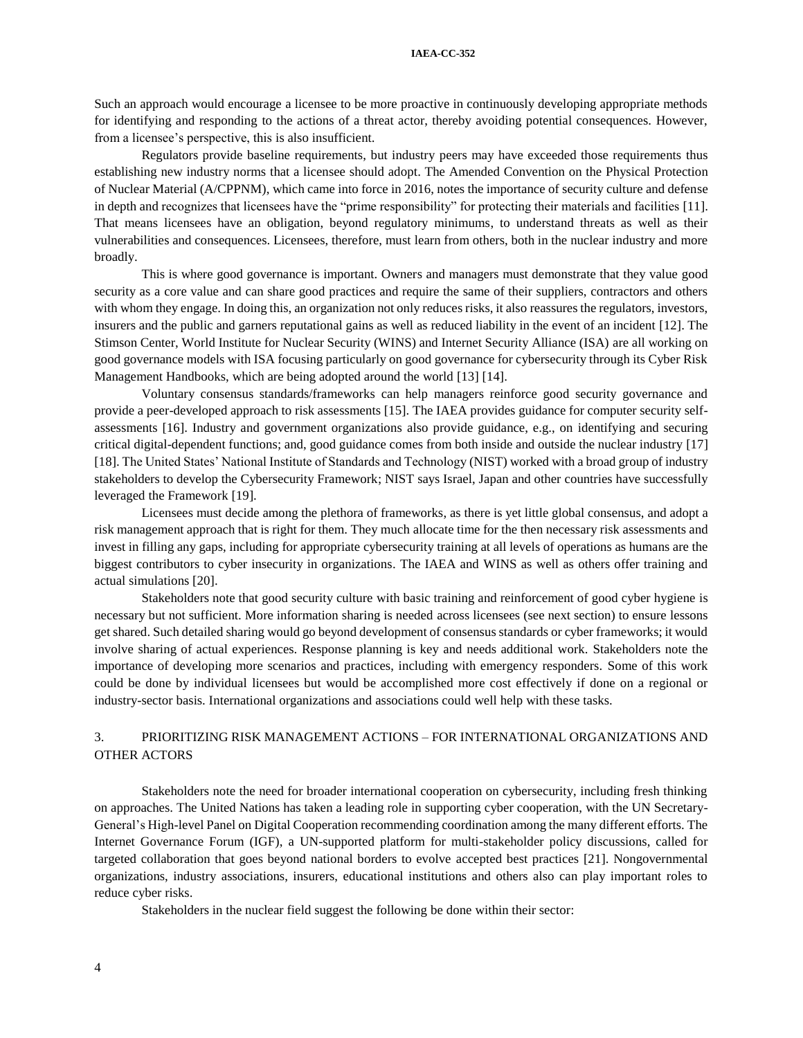Such an approach would encourage a licensee to be more proactive in continuously developing appropriate methods for identifying and responding to the actions of a threat actor, thereby avoiding potential consequences. However, from a licensee's perspective, this is also insufficient.

Regulators provide baseline requirements, but industry peers may have exceeded those requirements thus establishing new industry norms that a licensee should adopt. The Amended Convention on the Physical Protection of Nuclear Material (A/CPPNM), which came into force in 2016, notes the importance of security culture and defense in depth and recognizes that licensees have the "prime responsibility" for protecting their materials and facilities [11]. That means licensees have an obligation, beyond regulatory minimums, to understand threats as well as their vulnerabilities and consequences. Licensees, therefore, must learn from others, both in the nuclear industry and more broadly.

This is where good governance is important. Owners and managers must demonstrate that they value good security as a core value and can share good practices and require the same of their suppliers, contractors and others with whom they engage. In doing this, an organization not only reduces risks, it also reassures the regulators, investors, insurers and the public and garners reputational gains as well as reduced liability in the event of an incident [12]. The Stimson Center, World Institute for Nuclear Security (WINS) and Internet Security Alliance (ISA) are all working on good governance models with ISA focusing particularly on good governance for cybersecurity through its Cyber Risk Management Handbooks, which are being adopted around the world [13] [14].

Voluntary consensus standards/frameworks can help managers reinforce good security governance and provide a peer-developed approach to risk assessments [15]. The IAEA provides guidance for computer security self-assessments [16]. Industry and government organizations also provide guidance, e.g., on identifying and securing critical digital-dependent functions; and, good guidance comes from both inside and outside the nuclear industry [17] [18]. The United States' National Institute of Standards and Technology (NIST) worked with a broad group of industry stakeholders to develop the Cybersecurity Framework; NIST says Israel, Japan and other countries have successfully leveraged the Framework [19].

Licensees must decide among the plethora of frameworks, as there is yet little global consensus, and adopt a risk management approach that is right for them. They much allocate time for the then necessary risk assessments and invest in filling any gaps, including for appropriate cybersecurity training at all levels of operations as humans are the biggest contributors to cyber insecurity in organizations. The IAEA and WINS as well as others offer training and actual simulations [20].

Stakeholders note that good security culture with basic training and reinforcement of good cyber hygiene is necessary but not sufficient. More information sharing is needed across licensees (see next section) to ensure lessons get shared. Such detailed sharing would go beyond development of consensus standards or cyber frameworks; it would involve sharing of actual experiences. Response planning is key and needs additional work. Stakeholders note the importance of developing more scenarios and practices, including with emergency responders. Some of this work could be done by individual licensees but would be accomplished more cost effectively if done on a regional or industry-sector basis. International organizations and associations could well help with these tasks.

## 3. PRIORITIZING RISK MANAGEMENT ACTIONS – FOR INTERNATIONAL ORGANIZATIONS AND OTHER ACTORS

Stakeholders note the need for broader international cooperation on cybersecurity, including fresh thinking on approaches. The United Nations has taken a leading role in supporting cyber cooperation, with the UN Secretary-General's High-level Panel on Digital Cooperation recommending coordination among the many different efforts. The Internet Governance Forum (IGF), a UN-supported platform for multi-stakeholder policy discussions, called for targeted collaboration that goes beyond national borders to evolve accepted best practices [21]. Nongovernmental organizations, industry associations, insurers, educational institutions and others also can play important roles to reduce cyber risks.

Stakeholders in the nuclear field suggest the following be done within their sector: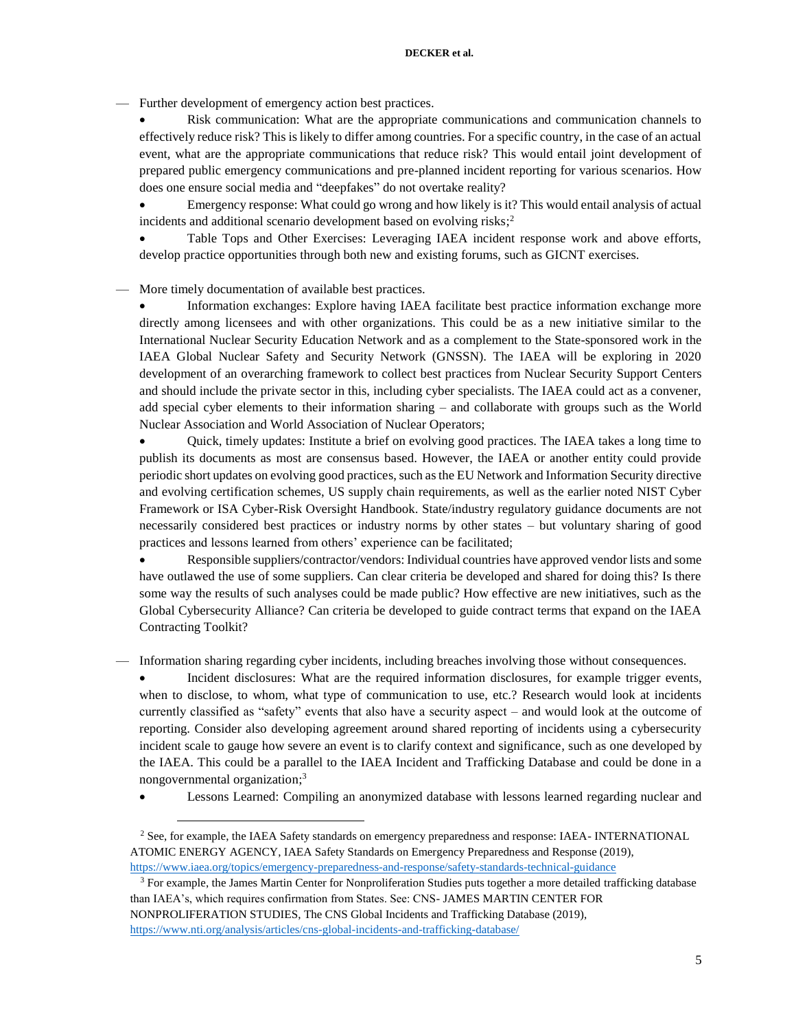- Further development of emergency action best practices.
    - Risk communication: What are the appropriate communications and communication channels to effectively reduce risk? This is likely to differ among countries. For a specific country, in the case of an actual event, what are the appropriate communications that reduce risk? This would entail joint development of prepared public emergency communications and pre-planned incident reporting for various scenarios. How does one ensure social media and "deepfakes" do not overtake reality?
    - Emergency response: What could go wrong and how likely is it? This would entail analysis of actual incidents and additional scenario development based on evolving risks;[2]
    - Table Tops and Other Exercises: Leveraging IAEA incident response work and above efforts, develop practice opportunities through both new and existing forums, such as GICNT exercises.

- More timely documentation of available best practices.
    - Information exchanges: Explore having IAEA facilitate best practice information exchange more directly among licensees and with other organizations. This could be as a new initiative similar to the International Nuclear Security Education Network and as a complement to the State-sponsored work in the IAEA Global Nuclear Safety and Security Network (GNSSN). The IAEA will be exploring in 2020 development of an overarching framework to collect best practices from Nuclear Security Support Centers and should include the private sector in this, including cyber specialists. The IAEA could act as a convener, add special cyber elements to their information sharing – and collaborate with groups such as the World Nuclear Association and World Association of Nuclear Operators;
    - Quick, timely updates: Institute a brief on evolving good practices. The IAEA takes a long time to publish its documents as most are consensus based. However, the IAEA or another entity could provide periodic short updates on evolving good practices, such as the EU Network and Information Security directive and evolving certification schemes, US supply chain requirements, as well as the earlier noted NIST Cyber Framework or ISA Cyber-Risk Oversight Handbook. State/industry regulatory guidance documents are not necessarily considered best practices or industry norms by other states – but voluntary sharing of good practices and lessons learned from others' experience can be facilitated;
    - Responsible suppliers/contractor/vendors: Individual countries have approved vendor lists and some have outlawed the use of some suppliers. Can clear criteria be developed and shared for doing this? Is there some way the results of such analyses could be made public? How effective are new initiatives, such as the Global Cybersecurity Alliance? Can criteria be developed to guide contract terms that expand on the IAEA Contracting Toolkit?

- Information sharing regarding cyber incidents, including breaches involving those without consequences.
    - Incident disclosures: What are the required information disclosures, for example trigger events, when to disclose, to whom, what type of communication to use, etc.? Research would look at incidents currently classified as "safety" events that also have a security aspect – and would look at the outcome of reporting. Consider also developing agreement around shared reporting of incidents using a cybersecurity incident scale to gauge how severe an event is to clarify context and significance, such as one developed by the IAEA. This could be a parallel to the IAEA Incident and Trafficking Database and could be done in a nongovernmental organization;[3]
    - Lessons Learned: Compiling an anonymized database with lessons learned regarding nuclear and

---

[2] See, for example, the IAEA Safety standards on emergency preparedness and response: IAEA- INTERNATIONAL ATOMIC ENERGY AGENCY, IAEA Safety Standards on Emergency Preparedness and Response (2019), https://www.iaea.org/topics/emergency-preparedness-and-response/safety-standards-technical-guidance

[3] For example, the James Martin Center for Nonproliferation Studies puts together a more detailed trafficking database than IAEA's, which requires confirmation from States. See: CNS- JAMES MARTIN CENTER FOR NONPROLIFERATION STUDIES, The CNS Global Incidents and Trafficking Database (2019), https://www.nti.org/analysis/articles/cns-global-incidents-and-trafficking-database/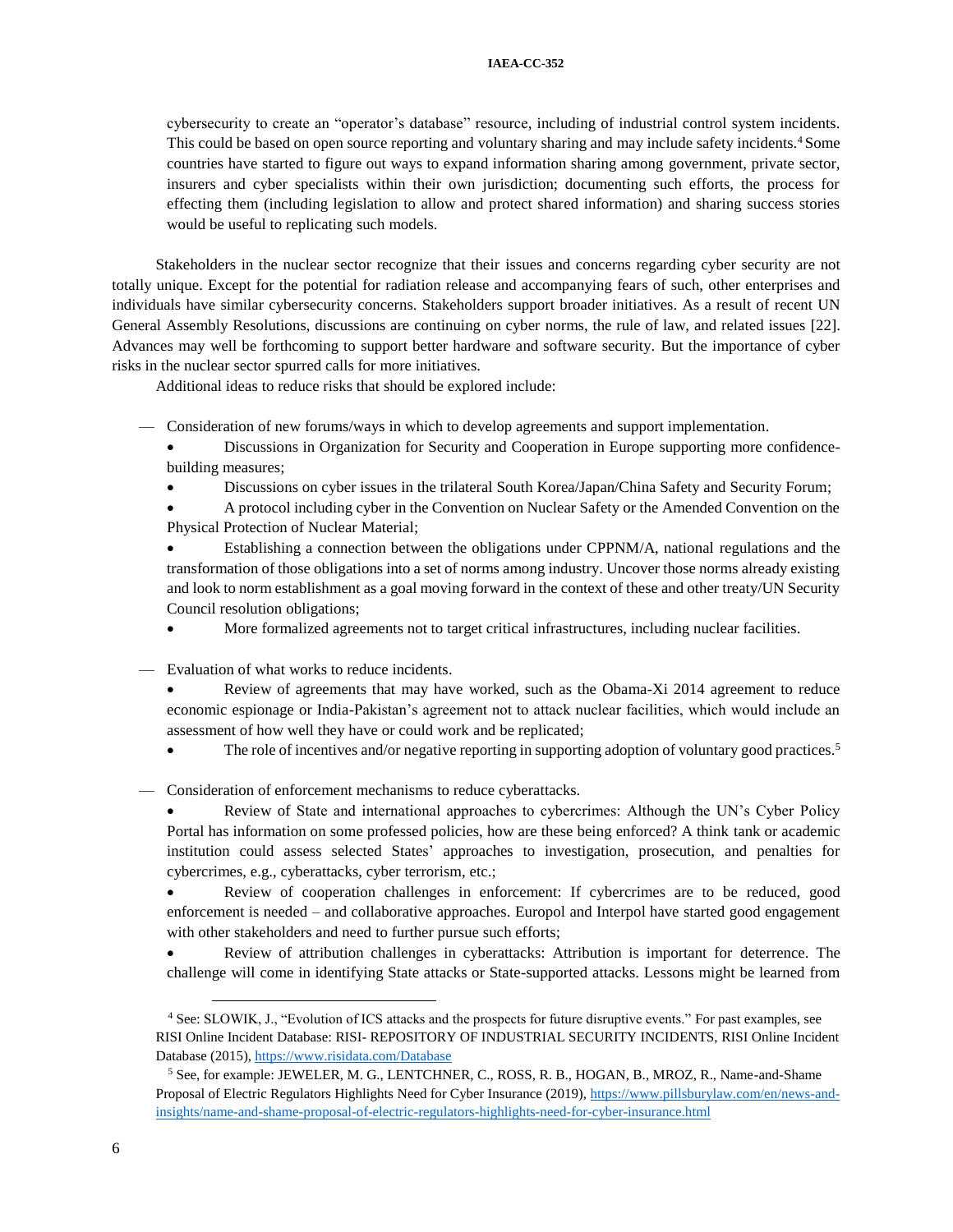cybersecurity to create an "operator's database" resource, including of industrial control system incidents. This could be based on open source reporting and voluntary sharing and may include safety incidents.[4] Some countries have started to figure out ways to expand information sharing among government, private sector, insurers and cyber specialists within their own jurisdiction; documenting such efforts, the process for effecting them (including legislation to allow and protect shared information) and sharing success stories would be useful to replicating such models.

Stakeholders in the nuclear sector recognize that their issues and concerns regarding cyber security are not totally unique. Except for the potential for radiation release and accompanying fears of such, other enterprises and individuals have similar cybersecurity concerns. Stakeholders support broader initiatives. As a result of recent UN General Assembly Resolutions, discussions are continuing on cyber norms, the rule of law, and related issues [22]. Advances may well be forthcoming to support better hardware and software security. But the importance of cyber risks in the nuclear sector spurred calls for more initiatives.

Additional ideas to reduce risks that should be explored include:

— Consideration of new forums/ways in which to develop agreements and support implementation.
  - Discussions in Organization for Security and Cooperation in Europe supporting more confidence-building measures;
  - Discussions on cyber issues in the trilateral South Korea/Japan/China Safety and Security Forum;
  - A protocol including cyber in the Convention on Nuclear Safety or the Amended Convention on the Physical Protection of Nuclear Material;
  - Establishing a connection between the obligations under CPPNM/A, national regulations and the transformation of those obligations into a set of norms among industry. Uncover those norms already existing and look to norm establishment as a goal moving forward in the context of these and other treaty/UN Security Council resolution obligations;
  - More formalized agreements not to target critical infrastructures, including nuclear facilities.

— Evaluation of what works to reduce incidents.
  - Review of agreements that may have worked, such as the Obama-Xi 2014 agreement to reduce economic espionage or India-Pakistan's agreement not to attack nuclear facilities, which would include an assessment of how well they have or could work and be replicated;
  - The role of incentives and/or negative reporting in supporting adoption of voluntary good practices.[5]

— Consideration of enforcement mechanisms to reduce cyberattacks.
  - Review of State and international approaches to cybercrimes: Although the UN's Cyber Policy Portal has information on some professed policies, how are these being enforced? A think tank or academic institution could assess selected States' approaches to investigation, prosecution, and penalties for cybercrimes, e.g., cyberattacks, cyber terrorism, etc.;
  - Review of cooperation challenges in enforcement: If cybercrimes are to be reduced, good enforcement is needed – and collaborative approaches. Europol and Interpol have started good engagement with other stakeholders and need to further pursue such efforts;
  - Review of attribution challenges in cyberattacks: Attribution is important for deterrence. The challenge will come in identifying State attacks or State-supported attacks. Lessons might be learned from

---

[4] See: SLOWIK, J., "Evolution of ICS attacks and the prospects for future disruptive events." For past examples, see RISI Online Incident Database: RISI- REPOSITORY OF INDUSTRIAL SECURITY INCIDENTS, RISI Online Incident Database (2015), https://www.risidata.com/Database

[5] See, for example: JEWELER, M. G., LENTCHNER, C., ROSS, R. B., HOGAN, B., MROZ, R., Name-and-Shame Proposal of Electric Regulators Highlights Need for Cyber Insurance (2019), https://www.pillsburylaw.com/en/news-and-insights/name-and-shame-proposal-of-electric-regulators-highlights-need-for-cyber-insurance.html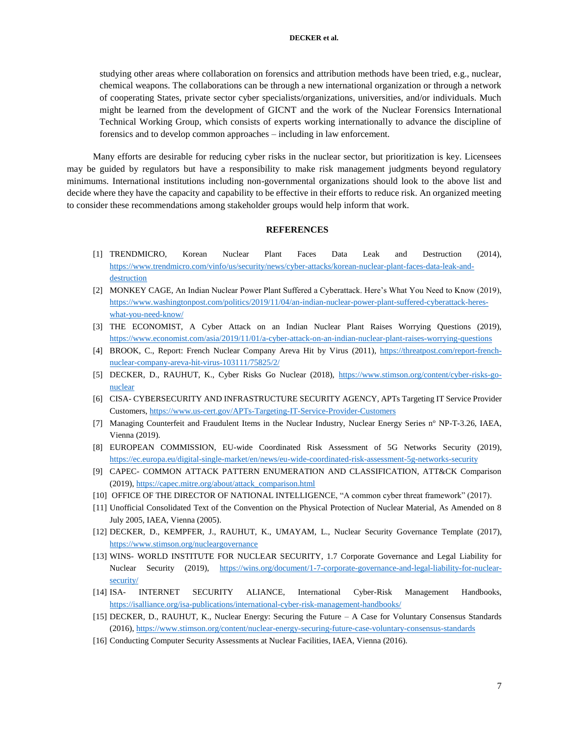studying other areas where collaboration on forensics and attribution methods have been tried, e.g., nuclear, chemical weapons. The collaborations can be through a new international organization or through a network of cooperating States, private sector cyber specialists/organizations, universities, and/or individuals. Much might be learned from the development of GICNT and the work of the Nuclear Forensics International Technical Working Group, which consists of experts working internationally to advance the discipline of forensics and to develop common approaches – including in law enforcement.

Many efforts are desirable for reducing cyber risks in the nuclear sector, but prioritization is key. Licensees may be guided by regulators but have a responsibility to make risk management judgments beyond regulatory minimums. International institutions including non-governmental organizations should look to the above list and decide where they have the capacity and capability to be effective in their efforts to reduce risk. An organized meeting to consider these recommendations among stakeholder groups would help inform that work.

## REFERENCES

[1] TRENDMICRO, Korean Nuclear Plant Faces Data Leak and Destruction (2014), https://www.trendmicro.com/vinfo/us/security/news/cyber-attacks/korean-nuclear-plant-faces-data-leak-and-destruction

[2] MONKEY CAGE, An Indian Nuclear Power Plant Suffered a Cyberattack. Here's What You Need to Know (2019), https://www.washingtonpost.com/politics/2019/11/04/an-indian-nuclear-power-plant-suffered-cyberattack-heres-what-you-need-know/

[3] THE ECONOMIST, A Cyber Attack on an Indian Nuclear Plant Raises Worrying Questions (2019), https://www.economist.com/asia/2019/11/01/a-cyber-attack-on-an-indian-nuclear-plant-raises-worrying-questions

[4] BROOK, C., Report: French Nuclear Company Areva Hit by Virus (2011), https://threatpost.com/report-french-nuclear-company-areva-hit-virus-103111/75825/2/

[5] DECKER, D., RAUHUT, K., Cyber Risks Go Nuclear (2018), https://www.stimson.org/content/cyber-risks-go-nuclear

[6] CISA- CYBERSECURITY AND INFRASTRUCTURE SECURITY AGENCY, APTs Targeting IT Service Provider Customers, https://www.us-cert.gov/APTs-Targeting-IT-Service-Provider-Customers

[7] Managing Counterfeit and Fraudulent Items in the Nuclear Industry, Nuclear Energy Series nº NP-T-3.26, IAEA, Vienna (2019).

[8] EUROPEAN COMMISSION, EU-wide Coordinated Risk Assessment of 5G Networks Security (2019), https://ec.europa.eu/digital-single-market/en/news/eu-wide-coordinated-risk-assessment-5g-networks-security

[9] CAPEC- COMMON ATTACK PATTERN ENUMERATION AND CLASSIFICATION, ATT&CK Comparison (2019), https://capec.mitre.org/about/attack_comparison.html

[10] OFFICE OF THE DIRECTOR OF NATIONAL INTELLIGENCE, "A common cyber threat framework" (2017).

[11] Unofficial Consolidated Text of the Convention on the Physical Protection of Nuclear Material, As Amended on 8 July 2005, IAEA, Vienna (2005).

[12] DECKER, D., KEMPFER, J., RAUHUT, K., UMAYAM, L., Nuclear Security Governance Template (2017), https://www.stimson.org/nucleargovernance

[13] WINS- WORLD INSTITUTE FOR NUCLEAR SECURITY, 1.7 Corporate Governance and Legal Liability for Nuclear Security (2019), https://wins.org/document/1-7-corporate-governance-and-legal-liability-for-nuclear-security/

[14] ISA- INTERNET SECURITY ALIANCE, International Cyber-Risk Management Handbooks, https://isalliance.org/isa-publications/international-cyber-risk-management-handbooks/

[15] DECKER, D., RAUHUT, K., Nuclear Energy: Securing the Future – A Case for Voluntary Consensus Standards (2016), https://www.stimson.org/content/nuclear-energy-securing-future-case-voluntary-consensus-standards

[16] Conducting Computer Security Assessments at Nuclear Facilities, IAEA, Vienna (2016).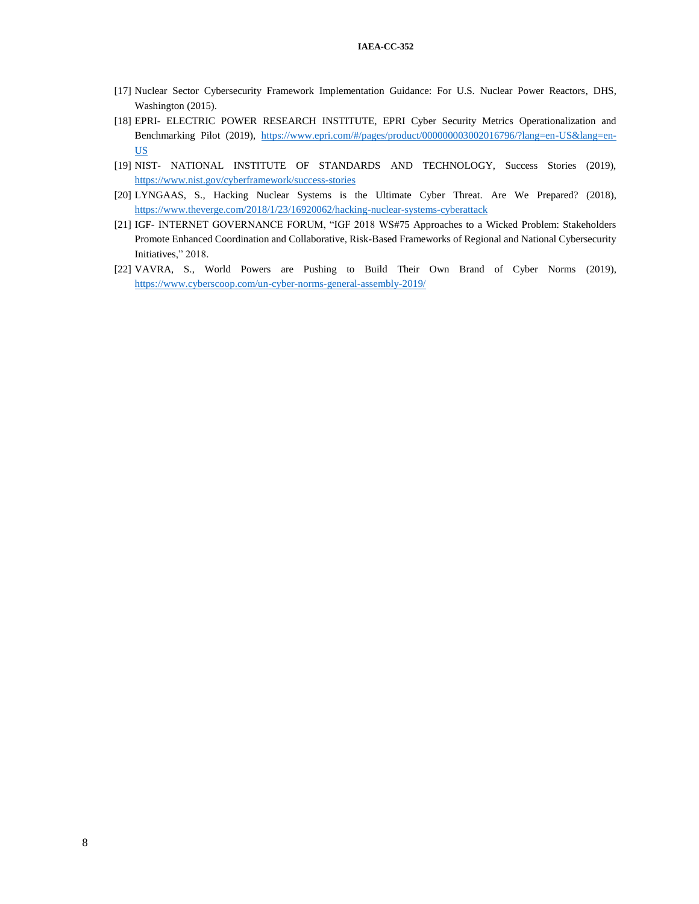[17] Nuclear Sector Cybersecurity Framework Implementation Guidance: For U.S. Nuclear Power Reactors, DHS, Washington (2015).

[18] EPRI- ELECTRIC POWER RESEARCH INSTITUTE, EPRI Cyber Security Metrics Operationalization and Benchmarking Pilot (2019), https://www.epri.com/#/pages/product/000000003002016796/?lang=en-US&lang=en-US

[19] NIST- NATIONAL INSTITUTE OF STANDARDS AND TECHNOLOGY, Success Stories (2019), https://www.nist.gov/cyberframework/success-stories

[20] LYNGAAS, S., Hacking Nuclear Systems is the Ultimate Cyber Threat. Are We Prepared? (2018), https://www.theverge.com/2018/1/23/16920062/hacking-nuclear-systems-cyberattack

[21] IGF- INTERNET GOVERNANCE FORUM, "IGF 2018 WS#75 Approaches to a Wicked Problem: Stakeholders Promote Enhanced Coordination and Collaborative, Risk-Based Frameworks of Regional and National Cybersecurity Initiatives," 2018.

[22] VAVRA, S., World Powers are Pushing to Build Their Own Brand of Cyber Norms (2019), https://www.cyberscoop.com/un-cyber-norms-general-assembly-2019/